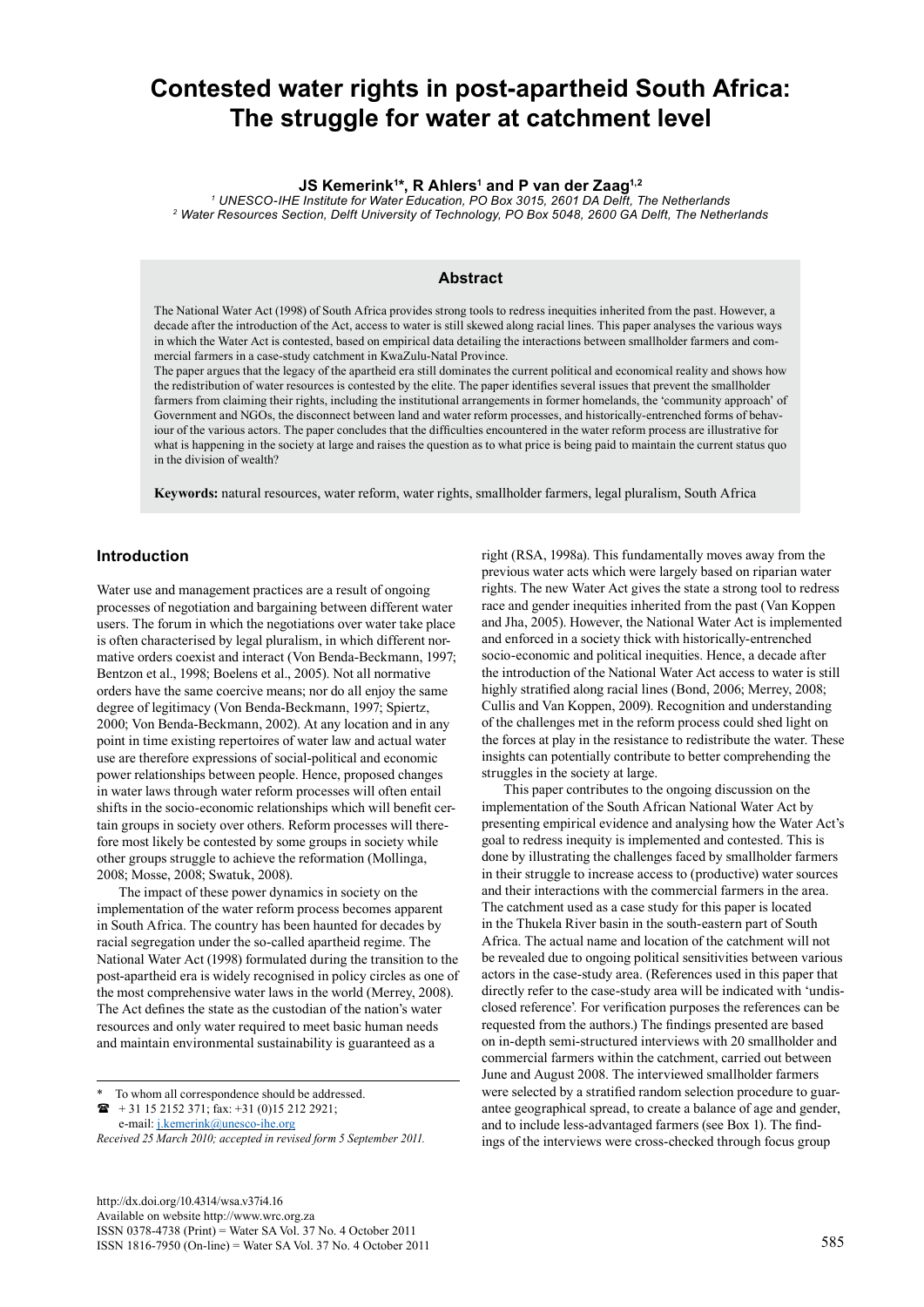# Contested water rights in post-apartheid South Africa: The struggle for water at catchment level

**JS Kemerink[1]*, R Ahlers[1] and P van der Zaag[1,2]**

[1] *UNESCO-IHE Institute for Water Education, PO Box 3015, 2601 DA Delft, The Netherlands*
[2] *Water Resources Section, Delft University of Technology, PO Box 5048, 2600 GA Delft, The Netherlands*

## Abstract

The National Water Act (1998) of South Africa provides strong tools to redress inequities inherited from the past. However, a decade after the introduction of the Act, access to water is still skewed along racial lines. This paper analyses the various ways in which the Water Act is contested, based on empirical data detailing the interactions between smallholder farmers and commercial farmers in a case-study catchment in KwaZulu-Natal Province.

The paper argues that the legacy of the apartheid era still dominates the current political and economical reality and shows how the redistribution of water resources is contested by the elite. The paper identifies several issues that prevent the smallholder farmers from claiming their rights, including the institutional arrangements in former homelands, the 'community approach' of Government and NGOs, the disconnect between land and water reform processes, and historically-entrenched forms of behaviour of the various actors. The paper concludes that the difficulties encountered in the water reform process are illustrative for what is happening in the society at large and raises the question as to what price is being paid to maintain the current status quo in the division of wealth?

**Keywords:** natural resources, water reform, water rights, smallholder farmers, legal pluralism, South Africa

## Introduction

Water use and management practices are a result of ongoing processes of negotiation and bargaining between different water users. The forum in which the negotiations over water take place is often characterised by legal pluralism, in which different normative orders coexist and interact (Von Benda-Beckmann, 1997; Bentzon et al., 1998; Boelens et al., 2005). Not all normative orders have the same coercive means; nor do all enjoy the same degree of legitimacy (Von Benda-Beckmann, 1997; Spiertz, 2000; Von Benda-Beckmann, 2002). At any location and in any point in time existing repertoires of water law and actual water use are therefore expressions of social-political and economic power relationships between people. Hence, proposed changes in water laws through water reform processes will often entail shifts in the socio-economic relationships which will benefit certain groups in society over others. Reform processes will therefore most likely be contested by some groups in society while other groups struggle to achieve the reformation (Mollinga, 2008; Mosse, 2008; Swatuk, 2008).

The impact of these power dynamics in society on the implementation of the water reform process becomes apparent in South Africa. The country has been haunted for decades by racial segregation under the so-called apartheid regime. The National Water Act (1998) formulated during the transition to the post-apartheid era is widely recognised in policy circles as one of the most comprehensive water laws in the world (Merrey, 2008). The Act defines the state as the custodian of the nation's water resources and only water required to meet basic human needs and maintain environmental sustainability is guaranteed as a right (RSA, 1998a). This fundamentally moves away from the previous water acts which were largely based on riparian water rights. The new Water Act gives the state a strong tool to redress race and gender inequities inherited from the past (Van Koppen and Jha, 2005). However, the National Water Act is implemented and enforced in a society thick with historically-entrenched socio-economic and political inequities. Hence, a decade after the introduction of the National Water Act access to water is still highly stratified along racial lines (Bond, 2006; Merrey, 2008; Cullis and Van Koppen, 2009). Recognition and understanding of the challenges met in the reform process could shed light on the forces at play in the resistance to redistribute the water. These insights can potentially contribute to better comprehending the struggles in the society at large.

This paper contributes to the ongoing discussion on the implementation of the South African National Water Act by presenting empirical evidence and analysing how the Water Act's goal to redress inequity is implemented and contested. This is done by illustrating the challenges faced by smallholder farmers in their struggle to increase access to (productive) water sources and their interactions with the commercial farmers in the area. The catchment used as a case study for this paper is located in the Thukela River basin in the south-eastern part of South Africa. The actual name and location of the catchment will not be revealed due to ongoing political sensitivities between various actors in the case-study area. (References used in this paper that directly refer to the case-study area will be indicated with 'undisclosed reference'. For verification purposes the references can be requested from the authors.) The findings presented are based on in-depth semi-structured interviews with 20 smallholder and commercial farmers within the catchment, carried out between June and August 2008. The interviewed smallholder farmers were selected by a stratified random selection procedure to guarantee geographical spread, to create a balance of age and gender, and to include less-advantaged farmers (see Box 1). The findings of the interviews were cross-checked through focus group

---

\* To whom all correspondence should be addressed.
☎ + 31 15 2152 371; fax: +31 (0)15 212 2921;
e-mail: j.kemerink@unesco-ihe.org

*Received 25 March 2010; accepted in revised form 5 September 2011.*

http://dx.doi.org/10.4314/wsa.v37i4.16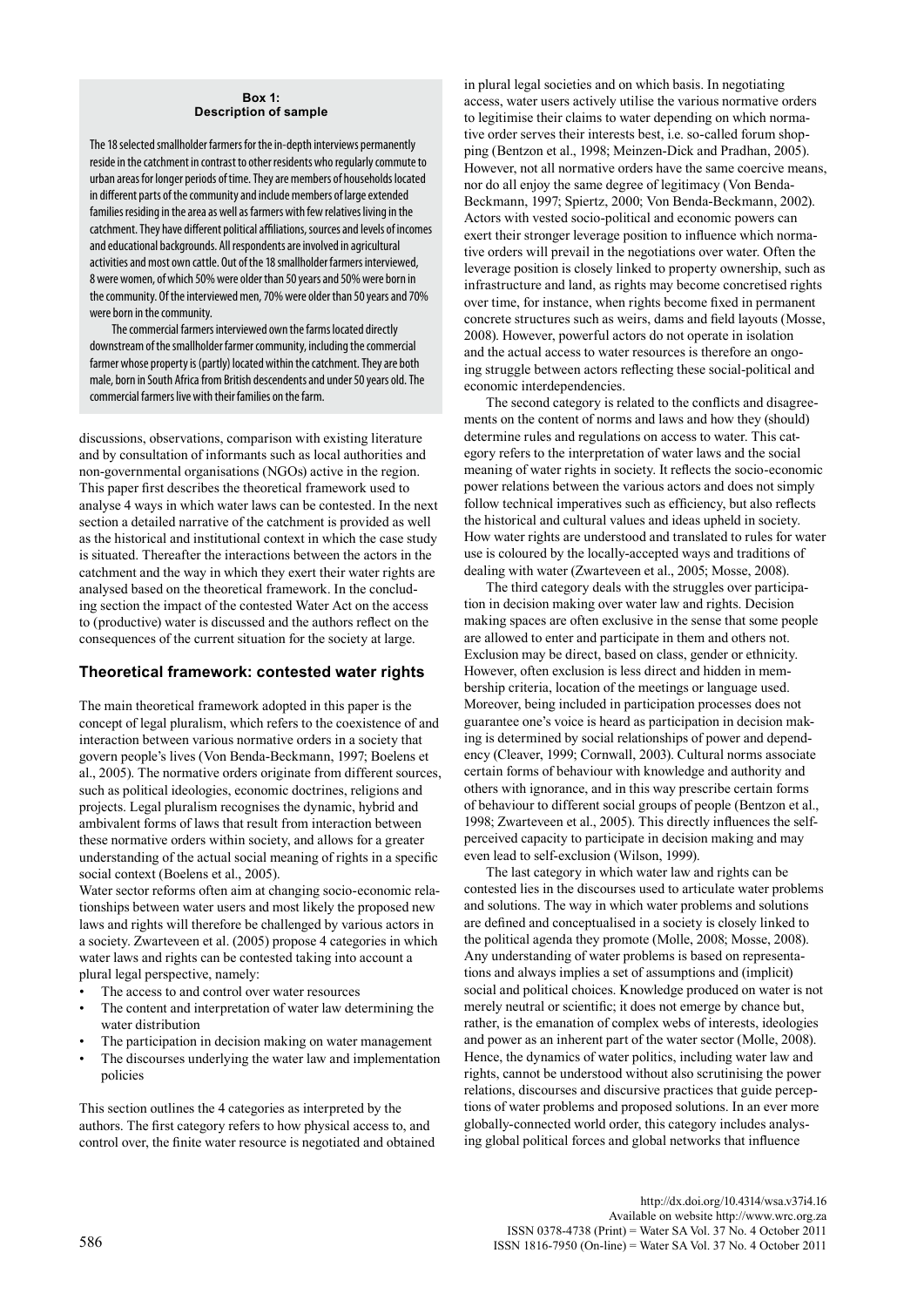**Box 1: Description of sample**

The 18 selected smallholder farmers for the in-depth interviews permanently reside in the catchment in contrast to other residents who regularly commute to urban areas for longer periods of time. They are members of households located in different parts of the community and include members of large extended families residing in the area as well as farmers with few relatives living in the catchment. They have different political affiliations, sources and levels of incomes and educational backgrounds. All respondents are involved in agricultural activities and most own cattle. Out of the 18 smallholder farmers interviewed, 8 were women, of which 50% were older than 50 years and 50% were born in the community. Of the interviewed men, 70% were older than 50 years and 70% were born in the community.

The commercial farmers interviewed own the farms located directly downstream of the smallholder farmer community, including the commercial farmer whose property is (partly) located within the catchment. They are both male, born in South Africa from British descendents and under 50 years old. The commercial farmers live with their families on the farm.

discussions, observations, comparison with existing literature and by consultation of informants such as local authorities and non-governmental organisations (NGOs) active in the region. This paper first describes the theoretical framework used to analyse 4 ways in which water laws can be contested. In the next section a detailed narrative of the catchment is provided as well as the historical and institutional context in which the case study is situated. Thereafter the interactions between the actors in the catchment and the way in which they exert their water rights are analysed based on the theoretical framework. In the concluding section the impact of the contested Water Act on the access to (productive) water is discussed and the authors reflect on the consequences of the current situation for the society at large.

## Theoretical framework: contested water rights

The main theoretical framework adopted in this paper is the concept of legal pluralism, which refers to the coexistence of and interaction between various normative orders in a society that govern people's lives (Von Benda-Beckmann, 1997; Boelens et al., 2005). The normative orders originate from different sources, such as political ideologies, economic doctrines, religions and projects. Legal pluralism recognises the dynamic, hybrid and ambivalent forms of laws that result from interaction between these normative orders within society, and allows for a greater understanding of the actual social meaning of rights in a specific social context (Boelens et al., 2005).

Water sector reforms often aim at changing socio-economic relationships between water users and most likely the proposed new laws and rights will therefore be challenged by various actors in a society. Zwarteveen et al. (2005) propose 4 categories in which water laws and rights can be contested taking into account a plural legal perspective, namely:

- The access to and control over water resources
- The content and interpretation of water law determining the water distribution
- The participation in decision making on water management
- The discourses underlying the water law and implementation policies

This section outlines the 4 categories as interpreted by the authors. The first category refers to how physical access to, and control over, the finite water resource is negotiated and obtained in plural legal societies and on which basis. In negotiating access, water users actively utilise the various normative orders to legitimise their claims to water depending on which normative order serves their interests best, i.e. so-called forum shopping (Bentzon et al., 1998; Meinzen-Dick and Pradhan, 2005). However, not all normative orders have the same coercive means, nor do all enjoy the same degree of legitimacy (Von Benda-Beckmann, 1997; Spiertz, 2000; Von Benda-Beckmann, 2002). Actors with vested socio-political and economic powers can exert their stronger leverage position to influence which normative orders will prevail in the negotiations over water. Often the leverage position is closely linked to property ownership, such as infrastructure and land, as rights may become concretised rights over time, for instance, when rights become fixed in permanent concrete structures such as weirs, dams and field layouts (Mosse, 2008). However, powerful actors do not operate in isolation and the actual access to water resources is therefore an ongoing struggle between actors reflecting these social-political and economic interdependencies.

The second category is related to the conflicts and disagreements on the content of norms and laws and how they (should) determine rules and regulations on access to water. This category refers to the interpretation of water laws and the social meaning of water rights in society. It reflects the socio-economic power relations between the various actors and does not simply follow technical imperatives such as efficiency, but also reflects the historical and cultural values and ideas upheld in society. How water rights are understood and translated to rules for water use is coloured by the locally-accepted ways and traditions of dealing with water (Zwarteveen et al., 2005; Mosse, 2008).

The third category deals with the struggles over participation in decision making over water law and rights. Decision making spaces are often exclusive in the sense that some people are allowed to enter and participate in them and others not. Exclusion may be direct, based on class, gender or ethnicity. However, often exclusion is less direct and hidden in membership criteria, location of the meetings or language used. Moreover, being included in participation processes does not guarantee one's voice is heard as participation in decision making is determined by social relationships of power and dependency (Cleaver, 1999; Cornwall, 2003). Cultural norms associate certain forms of behaviour with knowledge and authority and others with ignorance, and in this way prescribe certain forms of behaviour to different social groups of people (Bentzon et al., 1998; Zwarteveen et al., 2005). This directly influences the self-perceived capacity to participate in decision making and may even lead to self-exclusion (Wilson, 1999).

The last category in which water law and rights can be contested lies in the discourses used to articulate water problems and solutions. The way in which water problems and solutions are defined and conceptualised in a society is closely linked to the political agenda they promote (Molle, 2008; Mosse, 2008). Any understanding of water problems is based on representations and always implies a set of assumptions and (implicit) social and political choices. Knowledge produced on water is not merely neutral or scientific; it does not emerge by chance but, rather, is the emanation of complex webs of interests, ideologies and power as an inherent part of the water sector (Molle, 2008). Hence, the dynamics of water politics, including water law and rights, cannot be understood without also scrutinising the power relations, discourses and discursive practices that guide perceptions of water problems and proposed solutions. In an ever more globally-connected world order, this category includes analysing global political forces and global networks that influence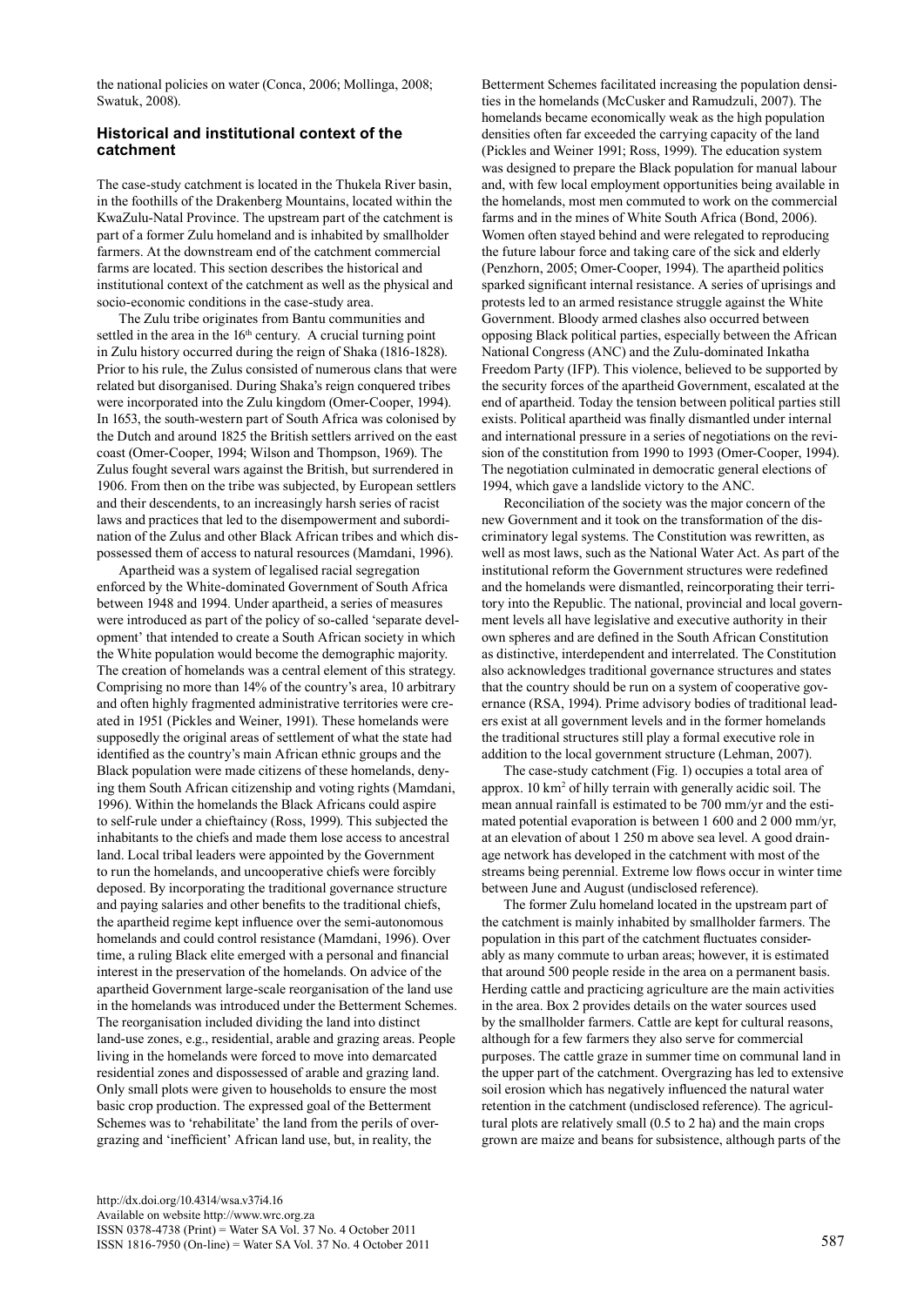the national policies on water (Conca, 2006; Mollinga, 2008; Swatuk, 2008).

## Historical and institutional context of the catchment

The case-study catchment is located in the Thukela River basin, in the foothills of the Drakenberg Mountains, located within the KwaZulu-Natal Province. The upstream part of the catchment is part of a former Zulu homeland and is inhabited by smallholder farmers. At the downstream end of the catchment commercial farms are located. This section describes the historical and institutional context of the catchment as well as the physical and socio-economic conditions in the case-study area.

The Zulu tribe originates from Bantu communities and settled in the area in the 16th century. A crucial turning point in Zulu history occurred during the reign of Shaka (1816-1828). Prior to his rule, the Zulus consisted of numerous clans that were related but disorganised. During Shaka's reign conquered tribes were incorporated into the Zulu kingdom (Omer-Cooper, 1994). In 1653, the south-western part of South Africa was colonised by the Dutch and around 1825 the British settlers arrived on the east coast (Omer-Cooper, 1994; Wilson and Thompson, 1969). The Zulus fought several wars against the British, but surrendered in 1906. From then on the tribe was subjected, by European settlers and their descendents, to an increasingly harsh series of racist laws and practices that led to the disempowerment and subordination of the Zulus and other Black African tribes and which dispossessed them of access to natural resources (Mamdani, 1996).

Apartheid was a system of legalised racial segregation enforced by the White-dominated Government of South Africa between 1948 and 1994. Under apartheid, a series of measures were introduced as part of the policy of so-called 'separate development' that intended to create a South African society in which the White population would become the demographic majority. The creation of homelands was a central element of this strategy. Comprising no more than 14% of the country's area, 10 arbitrary and often highly fragmented administrative territories were created in 1951 (Pickles and Weiner, 1991). These homelands were supposedly the original areas of settlement of what the state had identified as the country's main African ethnic groups and the Black population were made citizens of these homelands, denying them South African citizenship and voting rights (Mamdani, 1996). Within the homelands the Black Africans could aspire to self-rule under a chieftaincy (Ross, 1999). This subjected the inhabitants to the chiefs and made them lose access to ancestral land. Local tribal leaders were appointed by the Government to run the homelands, and uncooperative chiefs were forcibly deposed. By incorporating the traditional governance structure and paying salaries and other benefits to the traditional chiefs, the apartheid regime kept influence over the semi-autonomous homelands and could control resistance (Mamdani, 1996). Over time, a ruling Black elite emerged with a personal and financial interest in the preservation of the homelands. On advice of the apartheid Government large-scale reorganisation of the land use in the homelands was introduced under the Betterment Schemes. The reorganisation included dividing the land into distinct land-use zones, e.g., residential, arable and grazing areas. People living in the homelands were forced to move into demarcated residential zones and dispossessed of arable and grazing land. Only small plots were given to households to ensure the most basic crop production. The expressed goal of the Betterment Schemes was to 'rehabilitate' the land from the perils of overgrazing and 'inefficient' African land use, but, in reality, the Betterment Schemes facilitated increasing the population densities in the homelands (McCusker and Ramudzuli, 2007). The homelands became economically weak as the high population densities often far exceeded the carrying capacity of the land (Pickles and Weiner 1991; Ross, 1999). The education system was designed to prepare the Black population for manual labour and, with few local employment opportunities being available in the homelands, most men commuted to work on the commercial farms and in the mines of White South Africa (Bond, 2006). Women often stayed behind and were relegated to reproducing the future labour force and taking care of the sick and elderly (Penzhorn, 2005; Omer-Cooper, 1994). The apartheid politics sparked significant internal resistance. A series of uprisings and protests led to an armed resistance struggle against the White Government. Bloody armed clashes also occurred between opposing Black political parties, especially between the African National Congress (ANC) and the Zulu-dominated Inkatha Freedom Party (IFP). This violence, believed to be supported by the security forces of the apartheid Government, escalated at the end of apartheid. Today the tension between political parties still exists. Political apartheid was finally dismantled under internal and international pressure in a series of negotiations on the revision of the constitution from 1990 to 1993 (Omer-Cooper, 1994). The negotiation culminated in democratic general elections of 1994, which gave a landslide victory to the ANC.

Reconciliation of the society was the major concern of the new Government and it took on the transformation of the discriminatory legal systems. The Constitution was rewritten, as well as most laws, such as the National Water Act. As part of the institutional reform the Government structures were redefined and the homelands were dismantled, reincorporating their territory into the Republic. The national, provincial and local government levels all have legislative and executive authority in their own spheres and are defined in the South African Constitution as distinctive, interdependent and interrelated. The Constitution also acknowledges traditional governance structures and states that the country should be run on a system of cooperative governance (RSA, 1994). Prime advisory bodies of traditional leaders exist at all government levels and in the former homelands the traditional structures still play a formal executive role in addition to the local government structure (Lehman, 2007).

The case-study catchment (Fig. 1) occupies a total area of approx. 10 km$^2$ of hilly terrain with generally acidic soil. The mean annual rainfall is estimated to be 700 mm/yr and the estimated potential evaporation is between 1 600 and 2 000 mm/yr, at an elevation of about 1 250 m above sea level. A good drainage network has developed in the catchment with most of the streams being perennial. Extreme low flows occur in winter time between June and August (undisclosed reference).

The former Zulu homeland located in the upstream part of the catchment is mainly inhabited by smallholder farmers. The population in this part of the catchment fluctuates considerably as many commute to urban areas; however, it is estimated that around 500 people reside in the area on a permanent basis. Herding cattle and practicing agriculture are the main activities in the area. Box 2 provides details on the water sources used by the smallholder farmers. Cattle are kept for cultural reasons, although for a few farmers they also serve for commercial purposes. The cattle graze in summer time on communal land in the upper part of the catchment. Overgrazing has led to extensive soil erosion which has negatively influenced the natural water retention in the catchment (undisclosed reference). The agricultural plots are relatively small (0.5 to 2 ha) and the main crops grown are maize and beans for subsistence, although parts of the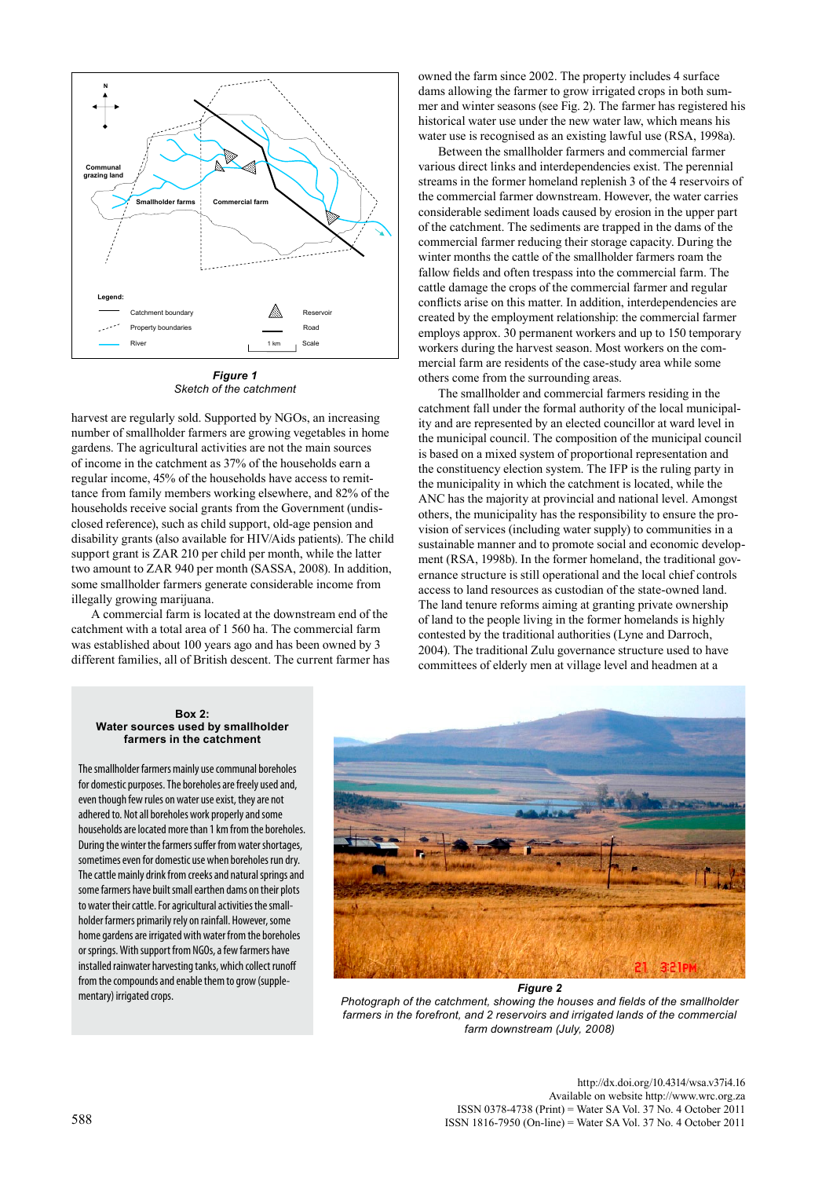*Figure 1*
*Sketch of the catchment*

harvest are regularly sold. Supported by NGOs, an increasing number of smallholder farmers are growing vegetables in home gardens. The agricultural activities are not the main sources of income in the catchment as 37% of the households earn a regular income, 45% of the households have access to remittance from family members working elsewhere, and 82% of the households receive social grants from the Government (undisclosed reference), such as child support, old-age pension and disability grants (also available for HIV/Aids patients). The child support grant is ZAR 210 per child per month, while the latter two amount to ZAR 940 per month (SASSA, 2008). In addition, some smallholder farmers generate considerable income from illegally growing marijuana.

A commercial farm is located at the downstream end of the catchment with a total area of 1 560 ha. The commercial farm was established about 100 years ago and has been owned by 3 different families, all of British descent. The current farmer has owned the farm since 2002. The property includes 4 surface dams allowing the farmer to grow irrigated crops in both summer and winter seasons (see Fig. 2). The farmer has registered his historical water use under the new water law, which means his water use is recognised as an existing lawful use (RSA, 1998a).

Between the smallholder farmers and commercial farmer various direct links and interdependencies exist. The perennial streams in the former homeland replenish 3 of the 4 reservoirs of the commercial farmer downstream. However, the water carries considerable sediment loads caused by erosion in the upper part of the catchment. The sediments are trapped in the dams of the commercial farmer reducing their storage capacity. During the winter months the cattle of the smallholder farmers roam the fallow fields and often trespass into the commercial farm. The cattle damage the crops of the commercial farmer and regular conflicts arise on this matter. In addition, interdependencies are created by the employment relationship: the commercial farmer employs approx. 30 permanent workers and up to 150 temporary workers during the harvest season. Most workers on the commercial farm are residents of the case-study area while some others come from the surrounding areas.

The smallholder and commercial farmers residing in the catchment fall under the formal authority of the local municipality and are represented by an elected councillor at ward level in the municipal council. The composition of the municipal council is based on a mixed system of proportional representation and the constituency election system. The IFP is the ruling party in the municipality in which the catchment is located, while the ANC has the majority at provincial and national level. Amongst others, the municipality has the responsibility to ensure the provision of services (including water supply) to communities in a sustainable manner and to promote social and economic development (RSA, 1998b). In the former homeland, the traditional governance structure is still operational and the local chief controls access to land resources as custodian of the state-owned land. The land tenure reforms aiming at granting private ownership of land to the people living in the former homelands is highly contested by the traditional authorities (Lyne and Darroch, 2004). The traditional Zulu governance structure used to have committees of elderly men at village level and headmen at a

**Box 2:**
**Water sources used by smallholder farmers in the catchment**

The smallholder farmers mainly use communal boreholes for domestic purposes. The boreholes are freely used and, even though few rules on water use exist, they are not adhered to. Not all boreholes work properly and some households are located more than 1 km from the boreholes. During the winter the farmers suffer from water shortages, sometimes even for domestic use when boreholes run dry. The cattle mainly drink from creeks and natural springs and some farmers have built small earthen dams on their plots to water their cattle. For agricultural activities the smallholder farmers primarily rely on rainfall. However, some home gardens are irrigated with water from the boreholes or springs. With support from NGOs, a few farmers have installed rainwater harvesting tanks, which collect runoff from the compounds and enable them to grow (supplementary) irrigated crops.

*Figure 2*
*Photograph of the catchment, showing the houses and fields of the smallholder farmers in the forefront, and 2 reservoirs and irrigated lands of the commercial farm downstream (July, 2008)*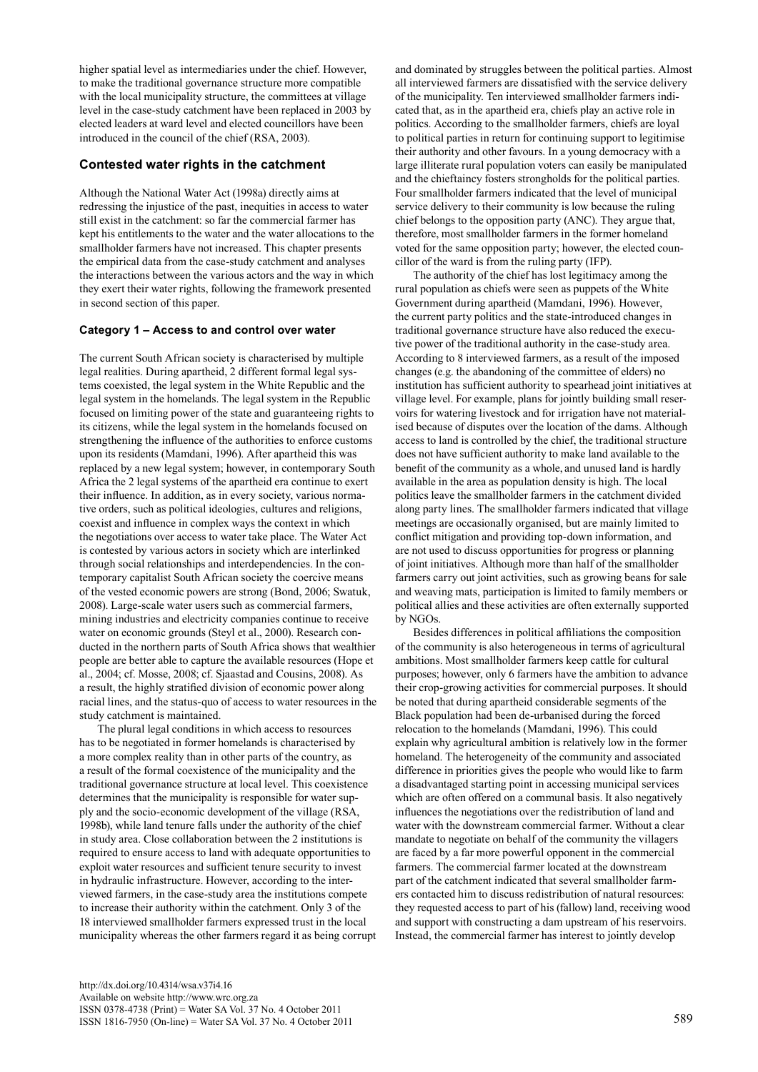higher spatial level as intermediaries under the chief. However, to make the traditional governance structure more compatible with the local municipality structure, the committees at village level in the case-study catchment have been replaced in 2003 by elected leaders at ward level and elected councillors have been introduced in the council of the chief (RSA, 2003).

## Contested water rights in the catchment

Although the National Water Act (1998a) directly aims at redressing the injustice of the past, inequities in access to water still exist in the catchment: so far the commercial farmer has kept his entitlements to the water and the water allocations to the smallholder farmers have not increased. This chapter presents the empirical data from the case-study catchment and analyses the interactions between the various actors and the way in which they exert their water rights, following the framework presented in second section of this paper.

### Category 1 – Access to and control over water

The current South African society is characterised by multiple legal realities. During apartheid, 2 different formal legal systems coexisted, the legal system in the White Republic and the legal system in the homelands. The legal system in the Republic focused on limiting power of the state and guaranteeing rights to its citizens, while the legal system in the homelands focused on strengthening the influence of the authorities to enforce customs upon its residents (Mamdani, 1996). After apartheid this was replaced by a new legal system; however, in contemporary South Africa the 2 legal systems of the apartheid era continue to exert their influence. In addition, as in every society, various normative orders, such as political ideologies, cultures and religions, coexist and influence in complex ways the context in which the negotiations over access to water take place. The Water Act is contested by various actors in society which are interlinked through social relationships and interdependencies. In the contemporary capitalist South African society the coercive means of the vested economic powers are strong (Bond, 2006; Swatuk, 2008). Large-scale water users such as commercial farmers, mining industries and electricity companies continue to receive water on economic grounds (Steyl et al., 2000). Research conducted in the northern parts of South Africa shows that wealthier people are better able to capture the available resources (Hope et al., 2004; cf. Mosse, 2008; cf. Sjaastad and Cousins, 2008). As a result, the highly stratified division of economic power along racial lines, and the status-quo of access to water resources in the study catchment is maintained.

The plural legal conditions in which access to resources has to be negotiated in former homelands is characterised by a more complex reality than in other parts of the country, as a result of the formal coexistence of the municipality and the traditional governance structure at local level. This coexistence determines that the municipality is responsible for water supply and the socio-economic development of the village (RSA, 1998b), while land tenure falls under the authority of the chief in study area. Close collaboration between the 2 institutions is required to ensure access to land with adequate opportunities to exploit water resources and sufficient tenure security to invest in hydraulic infrastructure. However, according to the interviewed farmers, in the case-study area the institutions compete to increase their authority within the catchment. Only 3 of the 18 interviewed smallholder farmers expressed trust in the local municipality whereas the other farmers regard it as being corrupt and dominated by struggles between the political parties. Almost all interviewed farmers are dissatisfied with the service delivery of the municipality. Ten interviewed smallholder farmers indicated that, as in the apartheid era, chiefs play an active role in politics. According to the smallholder farmers, chiefs are loyal to political parties in return for continuing support to legitimise their authority and other favours. In a young democracy with a large illiterate rural population voters can easily be manipulated and the chieftaincy fosters strongholds for the political parties. Four smallholder farmers indicated that the level of municipal service delivery to their community is low because the ruling chief belongs to the opposition party (ANC). They argue that, therefore, most smallholder farmers in the former homeland voted for the same opposition party; however, the elected councillor of the ward is from the ruling party (IFP).

The authority of the chief has lost legitimacy among the rural population as chiefs were seen as puppets of the White Government during apartheid (Mamdani, 1996). However, the current party politics and the state-introduced changes in traditional governance structure have also reduced the executive power of the traditional authority in the case-study area. According to 8 interviewed farmers, as a result of the imposed changes (e.g. the abandoning of the committee of elders) no institution has sufficient authority to spearhead joint initiatives at village level. For example, plans for jointly building small reservoirs for watering livestock and for irrigation have not materialised because of disputes over the location of the dams. Although access to land is controlled by the chief, the traditional structure does not have sufficient authority to make land available to the benefit of the community as a whole, and unused land is hardly available in the area as population density is high. The local politics leave the smallholder farmers in the catchment divided along party lines. The smallholder farmers indicated that village meetings are occasionally organised, but are mainly limited to conflict mitigation and providing top-down information, and are not used to discuss opportunities for progress or planning of joint initiatives. Although more than half of the smallholder farmers carry out joint activities, such as growing beans for sale and weaving mats, participation is limited to family members or political allies and these activities are often externally supported by NGOs.

Besides differences in political affiliations the composition of the community is also heterogeneous in terms of agricultural ambitions. Most smallholder farmers keep cattle for cultural purposes; however, only 6 farmers have the ambition to advance their crop-growing activities for commercial purposes. It should be noted that during apartheid considerable segments of the Black population had been de-urbanised during the forced relocation to the homelands (Mamdani, 1996). This could explain why agricultural ambition is relatively low in the former homeland. The heterogeneity of the community and associated difference in priorities gives the people who would like to farm a disadvantaged starting point in accessing municipal services which are often offered on a communal basis. It also negatively influences the negotiations over the redistribution of land and water with the downstream commercial farmer. Without a clear mandate to negotiate on behalf of the community the villagers are faced by a far more powerful opponent in the commercial farmers. The commercial farmer located at the downstream part of the catchment indicated that several smallholder farmers contacted him to discuss redistribution of natural resources: they requested access to part of his (fallow) land, receiving wood and support with constructing a dam upstream of his reservoirs. Instead, the commercial farmer has interest to jointly develop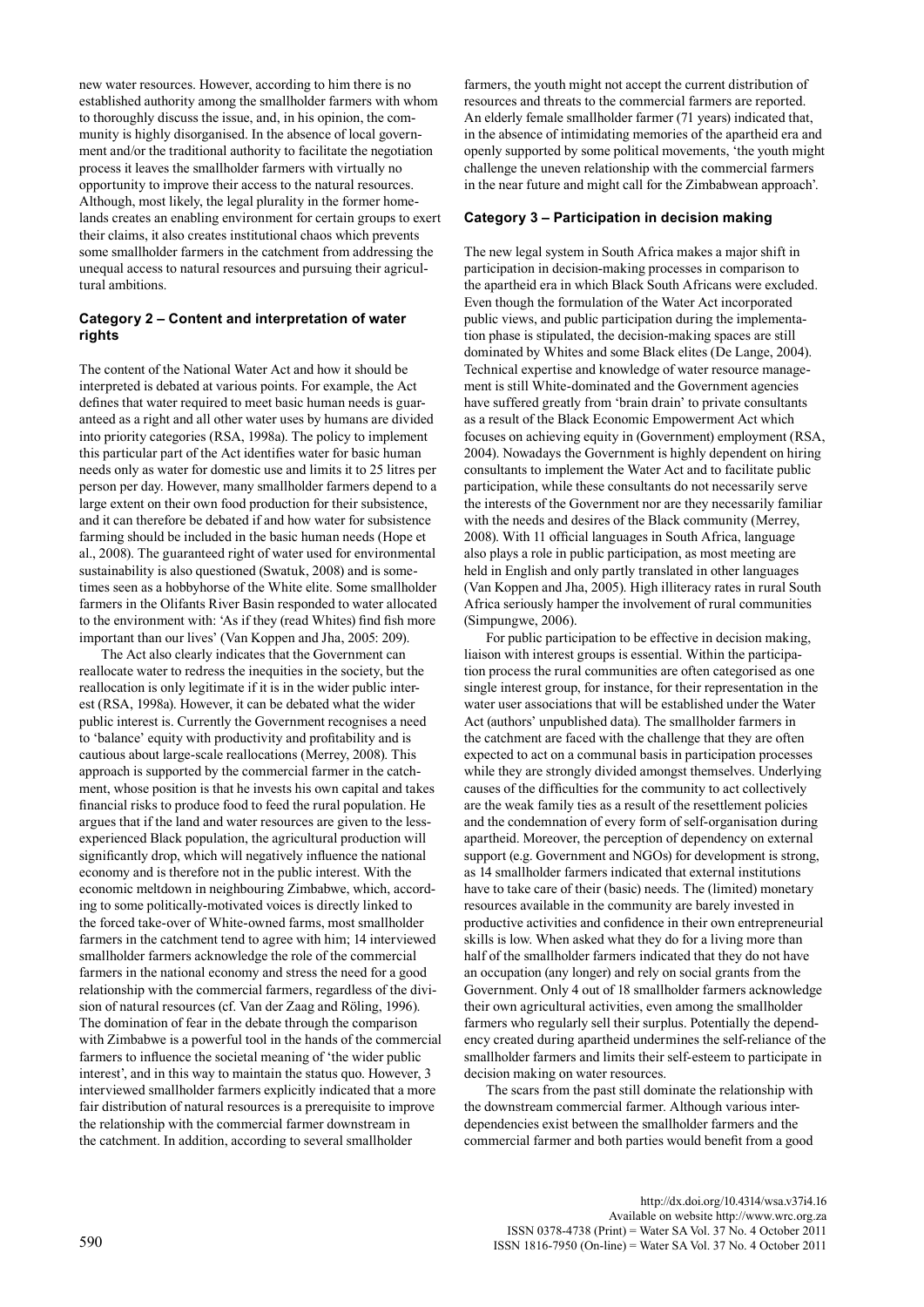new water resources. However, according to him there is no established authority among the smallholder farmers with whom to thoroughly discuss the issue, and, in his opinion, the community is highly disorganised. In the absence of local government and/or the traditional authority to facilitate the negotiation process it leaves the smallholder farmers with virtually no opportunity to improve their access to the natural resources. Although, most likely, the legal plurality in the former homelands creates an enabling environment for certain groups to exert their claims, it also creates institutional chaos which prevents some smallholder farmers in the catchment from addressing the unequal access to natural resources and pursuing their agricultural ambitions.

### Category 2 – Content and interpretation of water rights

The content of the National Water Act and how it should be interpreted is debated at various points. For example, the Act defines that water required to meet basic human needs is guaranteed as a right and all other water uses by humans are divided into priority categories (RSA, 1998a). The policy to implement this particular part of the Act identifies water for basic human needs only as water for domestic use and limits it to 25 litres per person per day. However, many smallholder farmers depend to a large extent on their own food production for their subsistence, and it can therefore be debated if and how water for subsistence farming should be included in the basic human needs (Hope et al., 2008). The guaranteed right of water used for environmental sustainability is also questioned (Swatuk, 2008) and is sometimes seen as a hobbyhorse of the White elite. Some smallholder farmers in the Olifants River Basin responded to water allocated to the environment with: 'As if they (read Whites) find fish more important than our lives' (Van Koppen and Jha, 2005: 209).

The Act also clearly indicates that the Government can reallocate water to redress the inequities in the society, but the reallocation is only legitimate if it is in the wider public interest (RSA, 1998a). However, it can be debated what the wider public interest is. Currently the Government recognises a need to 'balance' equity with productivity and profitability and is cautious about large-scale reallocations (Merrey, 2008). This approach is supported by the commercial farmer in the catchment, whose position is that he invests his own capital and takes financial risks to produce food to feed the rural population. He argues that if the land and water resources are given to the less-experienced Black population, the agricultural production will significantly drop, which will negatively influence the national economy and is therefore not in the public interest. With the economic meltdown in neighbouring Zimbabwe, which, according to some politically-motivated voices is directly linked to the forced take-over of White-owned farms, most smallholder farmers in the catchment tend to agree with him; 14 interviewed smallholder farmers acknowledge the role of the commercial farmers in the national economy and stress the need for a good relationship with the commercial farmers, regardless of the division of natural resources (cf. Van der Zaag and Röling, 1996). The domination of fear in the debate through the comparison with Zimbabwe is a powerful tool in the hands of the commercial farmers to influence the societal meaning of 'the wider public interest', and in this way to maintain the status quo. However, 3 interviewed smallholder farmers explicitly indicated that a more fair distribution of natural resources is a prerequisite to improve the relationship with the commercial farmer downstream in the catchment. In addition, according to several smallholder farmers, the youth might not accept the current distribution of resources and threats to the commercial farmers are reported. An elderly female smallholder farmer (71 years) indicated that, in the absence of intimidating memories of the apartheid era and openly supported by some political movements, 'the youth might challenge the uneven relationship with the commercial farmers in the near future and might call for the Zimbabwean approach'.

### Category 3 – Participation in decision making

The new legal system in South Africa makes a major shift in participation in decision-making processes in comparison to the apartheid era in which Black South Africans were excluded. Even though the formulation of the Water Act incorporated public views, and public participation during the implementation phase is stipulated, the decision-making spaces are still dominated by Whites and some Black elites (De Lange, 2004). Technical expertise and knowledge of water resource management is still White-dominated and the Government agencies have suffered greatly from 'brain drain' to private consultants as a result of the Black Economic Empowerment Act which focuses on achieving equity in (Government) employment (RSA, 2004). Nowadays the Government is highly dependent on hiring consultants to implement the Water Act and to facilitate public participation, while these consultants do not necessarily serve the interests of the Government nor are they necessarily familiar with the needs and desires of the Black community (Merrey, 2008). With 11 official languages in South Africa, language also plays a role in public participation, as most meeting are held in English and only partly translated in other languages (Van Koppen and Jha, 2005). High illiteracy rates in rural South Africa seriously hamper the involvement of rural communities (Simpungwe, 2006).

For public participation to be effective in decision making, liaison with interest groups is essential. Within the participation process the rural communities are often categorised as one single interest group, for instance, for their representation in the water user associations that will be established under the Water Act (authors' unpublished data). The smallholder farmers in the catchment are faced with the challenge that they are often expected to act on a communal basis in participation processes while they are strongly divided amongst themselves. Underlying causes of the difficulties for the community to act collectively are the weak family ties as a result of the resettlement policies and the condemnation of every form of self-organisation during apartheid. Moreover, the perception of dependency on external support (e.g. Government and NGOs) for development is strong, as 14 smallholder farmers indicated that external institutions have to take care of their (basic) needs. The (limited) monetary resources available in the community are barely invested in productive activities and confidence in their own entrepreneurial skills is low. When asked what they do for a living more than half of the smallholder farmers indicated that they do not have an occupation (any longer) and rely on social grants from the Government. Only 4 out of 18 smallholder farmers acknowledge their own agricultural activities, even among the smallholder farmers who regularly sell their surplus. Potentially the dependency created during apartheid undermines the self-reliance of the smallholder farmers and limits their self-esteem to participate in decision making on water resources.

The scars from the past still dominate the relationship with the downstream commercial farmer. Although various interdependencies exist between the smallholder farmers and the commercial farmer and both parties would benefit from a good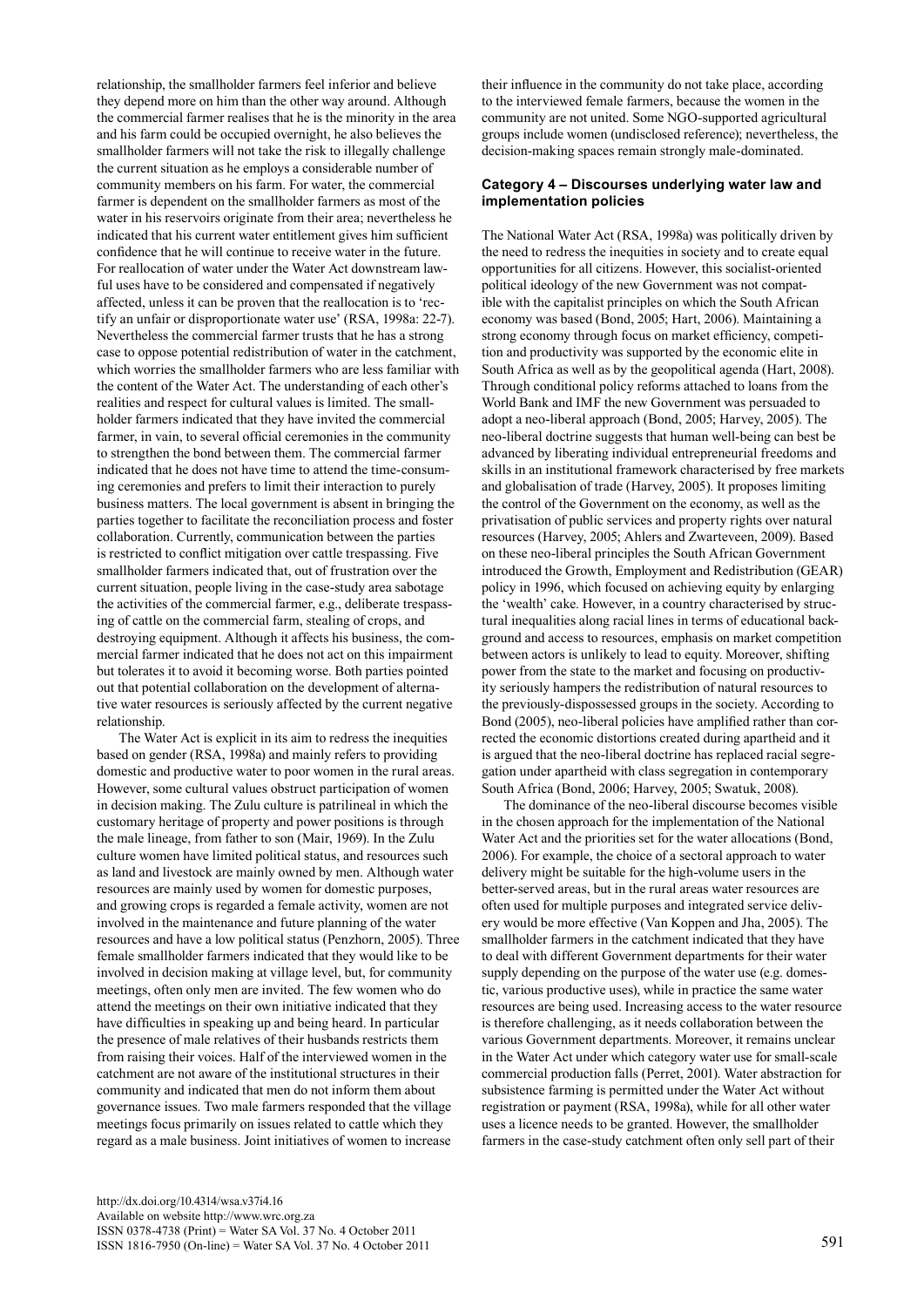relationship, the smallholder farmers feel inferior and believe they depend more on him than the other way around. Although the commercial farmer realises that he is the minority in the area and his farm could be occupied overnight, he also believes the smallholder farmers will not take the risk to illegally challenge the current situation as he employs a considerable number of community members on his farm. For water, the commercial farmer is dependent on the smallholder farmers as most of the water in his reservoirs originate from their area; nevertheless he indicated that his current water entitlement gives him sufficient confidence that he will continue to receive water in the future. For reallocation of water under the Water Act downstream lawful uses have to be considered and compensated if negatively affected, unless it can be proven that the reallocation is to 'rectify an unfair or disproportionate water use' (RSA, 1998a: 22-7). Nevertheless the commercial farmer trusts that he has a strong case to oppose potential redistribution of water in the catchment, which worries the smallholder farmers who are less familiar with the content of the Water Act. The understanding of each other's realities and respect for cultural values is limited. The smallholder farmers indicated that they have invited the commercial farmer, in vain, to several official ceremonies in the community to strengthen the bond between them. The commercial farmer indicated that he does not have time to attend the time-consuming ceremonies and prefers to limit their interaction to purely business matters. The local government is absent in bringing the parties together to facilitate the reconciliation process and foster collaboration. Currently, communication between the parties is restricted to conflict mitigation over cattle trespassing. Five smallholder farmers indicated that, out of frustration over the current situation, people living in the case-study area sabotage the activities of the commercial farmer, e.g., deliberate trespassing of cattle on the commercial farm, stealing of crops, and destroying equipment. Although it affects his business, the commercial farmer indicated that he does not act on this impairment but tolerates it to avoid it becoming worse. Both parties pointed out that potential collaboration on the development of alternative water resources is seriously affected by the current negative relationship.

The Water Act is explicit in its aim to redress the inequities based on gender (RSA, 1998a) and mainly refers to providing domestic and productive water to poor women in the rural areas. However, some cultural values obstruct participation of women in decision making. The Zulu culture is patrilineal in which the customary heritage of property and power positions is through the male lineage, from father to son (Mair, 1969). In the Zulu culture women have limited political status, and resources such as land and livestock are mainly owned by men. Although water resources are mainly used by women for domestic purposes, and growing crops is regarded a female activity, women are not involved in the maintenance and future planning of the water resources and have a low political status (Penzhorn, 2005). Three female smallholder farmers indicated that they would like to be involved in decision making at village level, but, for community meetings, often only men are invited. The few women who do attend the meetings on their own initiative indicated that they have difficulties in speaking up and being heard. In particular the presence of male relatives of their husbands restricts them from raising their voices. Half of the interviewed women in the catchment are not aware of the institutional structures in their community and indicated that men do not inform them about governance issues. Two male farmers responded that the village meetings focus primarily on issues related to cattle which they regard as a male business. Joint initiatives of women to increase their influence in the community do not take place, according to the interviewed female farmers, because the women in the community are not united. Some NGO-supported agricultural groups include women (undisclosed reference); nevertheless, the decision-making spaces remain strongly male-dominated.

### Category 4 – Discourses underlying water law and implementation policies

The National Water Act (RSA, 1998a) was politically driven by the need to redress the inequities in society and to create equal opportunities for all citizens. However, this socialist-oriented political ideology of the new Government was not compatible with the capitalist principles on which the South African economy was based (Bond, 2005; Hart, 2006). Maintaining a strong economy through focus on market efficiency, competition and productivity was supported by the economic elite in South Africa as well as by the geopolitical agenda (Hart, 2008). Through conditional policy reforms attached to loans from the World Bank and IMF the new Government was persuaded to adopt a neo-liberal approach (Bond, 2005; Harvey, 2005). The neo-liberal doctrine suggests that human well-being can best be advanced by liberating individual entrepreneurial freedoms and skills in an institutional framework characterised by free markets and globalisation of trade (Harvey, 2005). It proposes limiting the control of the Government on the economy, as well as the privatisation of public services and property rights over natural resources (Harvey, 2005; Ahlers and Zwarteveen, 2009). Based on these neo-liberal principles the South African Government introduced the Growth, Employment and Redistribution (GEAR) policy in 1996, which focused on achieving equity by enlarging the 'wealth' cake. However, in a country characterised by structural inequalities along racial lines in terms of educational background and access to resources, emphasis on market competition between actors is unlikely to lead to equity. Moreover, shifting power from the state to the market and focusing on productivity seriously hampers the redistribution of natural resources to the previously-dispossessed groups in the society. According to Bond (2005), neo-liberal policies have amplified rather than corrected the economic distortions created during apartheid and it is argued that the neo-liberal doctrine has replaced racial segregation under apartheid with class segregation in contemporary South Africa (Bond, 2006; Harvey, 2005; Swatuk, 2008).

The dominance of the neo-liberal discourse becomes visible in the chosen approach for the implementation of the National Water Act and the priorities set for the water allocations (Bond, 2006). For example, the choice of a sectoral approach to water delivery might be suitable for the high-volume users in the better-served areas, but in the rural areas water resources are often used for multiple purposes and integrated service delivery would be more effective (Van Koppen and Jha, 2005). The smallholder farmers in the catchment indicated that they have to deal with different Government departments for their water supply depending on the purpose of the water use (e.g. domestic, various productive uses), while in practice the same water resources are being used. Increasing access to the water resource is therefore challenging, as it needs collaboration between the various Government departments. Moreover, it remains unclear in the Water Act under which category water use for small-scale commercial production falls (Perret, 2001). Water abstraction for subsistence farming is permitted under the Water Act without registration or payment (RSA, 1998a), while for all other water uses a licence needs to be granted. However, the smallholder farmers in the case-study catchment often only sell part of their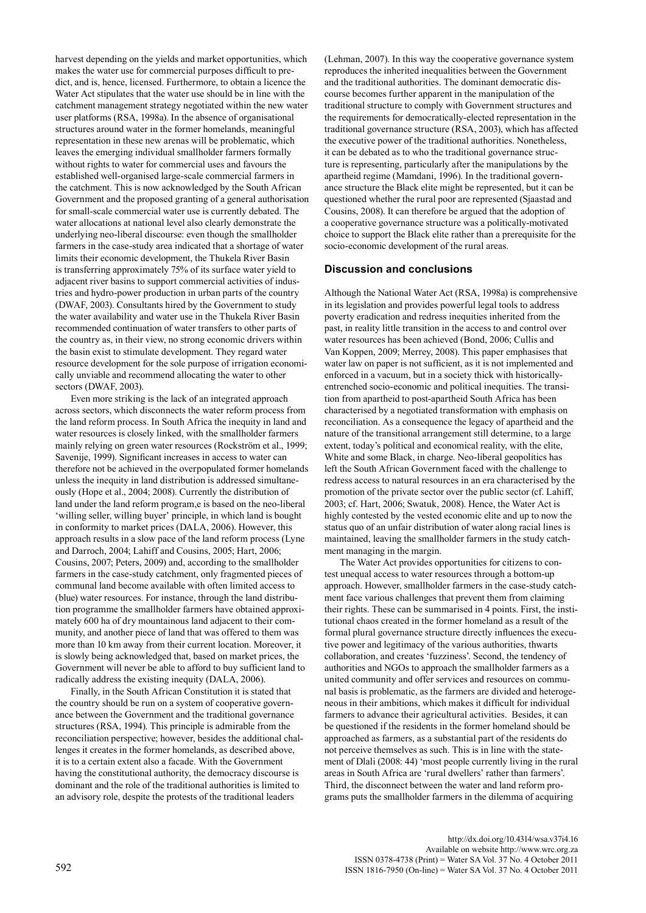harvest depending on the yields and market opportunities, which makes the water use for commercial purposes difficult to predict, and is, hence, licensed. Furthermore, to obtain a licence the Water Act stipulates that the water use should be in line with the catchment management strategy negotiated within the new water user platforms (RSA, 1998a). In the absence of organisational structures around water in the former homelands, meaningful representation in these new arenas will be problematic, which leaves the emerging individual smallholder farmers formally without rights to water for commercial uses and favours the established well-organised large-scale commercial farmers in the catchment. This is now acknowledged by the South African Government and the proposed granting of a general authorisation for small-scale commercial water use is currently debated. The water allocations at national level also clearly demonstrate the underlying neo-liberal discourse: even though the smallholder farmers in the case-study area indicated that a shortage of water limits their economic development, the Thukela River Basin is transferring approximately 75% of its surface water yield to adjacent river basins to support commercial activities of industries and hydro-power production in urban parts of the country (DWAF, 2003). Consultants hired by the Government to study the water availability and water use in the Thukela River Basin recommended continuation of water transfers to other parts of the country as, in their view, no strong economic drivers within the basin exist to stimulate development. They regard water resource development for the sole purpose of irrigation economically unviable and recommend allocating the water to other sectors (DWAF, 2003).

Even more striking is the lack of an integrated approach across sectors, which disconnects the water reform process from the land reform process. In South Africa the inequity in land and water resources is closely linked, with the smallholder farmers mainly relying on green water resources (Rockström et al., 1999; Savenije, 1999). Significant increases in access to water can therefore not be achieved in the overpopulated former homelands unless the inequity in land distribution is addressed simultaneously (Hope et al., 2004; 2008). Currently the distribution of land under the land reform program,e is based on the neo-liberal 'willing seller, willing buyer' principle, in which land is bought in conformity to market prices (DALA, 2006). However, this approach results in a slow pace of the land reform process (Lyne and Darroch, 2004; Lahiff and Cousins, 2005; Hart, 2006; Cousins, 2007; Peters, 2009) and, according to the smallholder farmers in the case-study catchment, only fragmented pieces of communal land become available with often limited access to (blue) water resources. For instance, through the land distribution programme the smallholder farmers have obtained approximately 600 ha of dry mountainous land adjacent to their community, and another piece of land that was offered to them was more than 10 km away from their current location. Moreover, it is slowly being acknowledged that, based on market prices, the Government will never be able to afford to buy sufficient land to radically address the existing inequity (DALA, 2006).

Finally, in the South African Constitution it is stated that the country should be run on a system of cooperative governance between the Government and the traditional governance structures (RSA, 1994). This principle is admirable from the reconciliation perspective; however, besides the additional challenges it creates in the former homelands, as described above, it is to a certain extent also a facade. With the Government having the constitutional authority, the democracy discourse is dominant and the role of the traditional authorities is limited to an advisory role, despite the protests of the traditional leaders (Lehman, 2007). In this way the cooperative governance system reproduces the inherited inequalities between the Government and the traditional authorities. The dominant democratic discourse becomes further apparent in the manipulation of the traditional structure to comply with Government structures and the requirements for democratically-elected representation in the traditional governance structure (RSA, 2003), which has affected the executive power of the traditional authorities. Nonetheless, it can be debated as to who the traditional governance structure is representing, particularly after the manipulations by the apartheid regime (Mamdani, 1996). In the traditional governance structure the Black elite might be represented, but it can be questioned whether the rural poor are represented (Sjaastad and Cousins, 2008). It can therefore be argued that the adoption of a cooperative governance structure was a politically-motivated choice to support the Black elite rather than a prerequisite for the socio-economic development of the rural areas.

## Discussion and conclusions

Although the National Water Act (RSA, 1998a) is comprehensive in its legislation and provides powerful legal tools to address poverty eradication and redress inequities inherited from the past, in reality little transition in the access to and control over water resources has been achieved (Bond, 2006; Cullis and Van Koppen, 2009; Merrey, 2008). This paper emphasises that water law on paper is not sufficient, as it is not implemented and enforced in a vacuum, but in a society thick with historically-entrenched socio-economic and political inequities. The transition from apartheid to post-apartheid South Africa has been characterised by a negotiated transformation with emphasis on reconciliation. As a consequence the legacy of apartheid and the nature of the transitional arrangement still determine, to a large extent, today's political and economical reality, with the elite, White and some Black, in charge. Neo-liberal geopolitics has left the South African Government faced with the challenge to redress access to natural resources in an era characterised by the promotion of the private sector over the public sector (cf. Lahiff, 2003; cf. Hart, 2006; Swatuk, 2008). Hence, the Water Act is highly contested by the vested economic elite and up to now the status quo of an unfair distribution of water along racial lines is maintained, leaving the smallholder farmers in the study catchment managing in the margin.

The Water Act provides opportunities for citizens to contest unequal access to water resources through a bottom-up approach. However, smallholder farmers in the case-study catchment face various challenges that prevent them from claiming their rights. These can be summarised in 4 points. First, the institutional chaos created in the former homeland as a result of the formal plural governance structure directly influences the executive power and legitimacy of the various authorities, thwarts collaboration, and creates 'fuzziness'. Second, the tendency of authorities and NGOs to approach the smallholder farmers as a united community and offer services and resources on communal basis is problematic, as the farmers are divided and heterogeneous in their ambitions, which makes it difficult for individual farmers to advance their agricultural activities. Besides, it can be questioned if the residents in the former homeland should be approached as farmers, as a substantial part of the residents do not perceive themselves as such. This is in line with the statement of Dlali (2008: 44) 'most people currently living in the rural areas in South Africa are 'rural dwellers' rather than farmers'. Third, the disconnect between the water and land reform programs puts the smallholder farmers in the dilemma of acquiring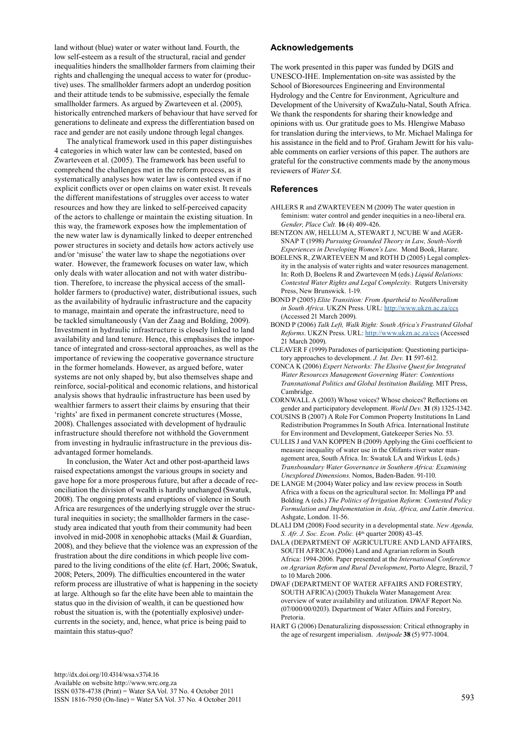land without (blue) water or water without land. Fourth, the low self-esteem as a result of the structural, racial and gender inequalities hinders the smallholder farmers from claiming their rights and challenging the unequal access to water for (productive) uses. The smallholder farmers adopt an underdog position and their attitude tends to be submissive, especially the female smallholder farmers. As argued by Zwarteveen et al. (2005), historically entrenched markers of behaviour that have served for generations to delineate and express the differentiation based on race and gender are not easily undone through legal changes.

The analytical framework used in this paper distinguishes 4 categories in which water law can be contested, based on Zwarteveen et al. (2005). The framework has been useful to comprehend the challenges met in the reform process, as it systematically analyses how water law is contested even if no explicit conflicts over or open claims on water exist. It reveals the different manifestations of struggles over access to water resources and how they are linked to self-perceived capacity of the actors to challenge or maintain the existing situation. In this way, the framework exposes how the implementation of the new water law is dynamically linked to deeper entrenched power structures in society and details how actors actively use and/or 'misuse' the water law to shape the negotiations over water. However, the framework focuses on water law, which only deals with water allocation and not with water distribution. Therefore, to increase the physical access of the smallholder farmers to (productive) water, distributional issues, such as the availability of hydraulic infrastructure and the capacity to manage, maintain and operate the infrastructure, need to be tackled simultaneously (Van der Zaag and Bolding, 2009). Investment in hydraulic infrastructure is closely linked to land availability and land tenure. Hence, this emphasises the importance of integrated and cross-sectoral approaches, as well as the importance of reviewing the cooperative governance structure in the former homelands. However, as argued before, water systems are not only shaped by, but also themselves shape and reinforce, social-political and economic relations, and historical analysis shows that hydraulic infrastructure has been used by wealthier farmers to assert their claims by ensuring that their 'rights' are fixed in permanent concrete structures (Mosse, 2008). Challenges associated with development of hydraulic infrastructure should therefore not withhold the Government from investing in hydraulic infrastructure in the previous disadvantaged former homelands.

In conclusion, the Water Act and other post-apartheid laws raised expectations amongst the various groups in society and gave hope for a more prosperous future, but after a decade of reconciliation the division of wealth is hardly unchanged (Swatuk, 2008). The ongoing protests and eruptions of violence in South Africa are resurgences of the underlying struggle over the structural inequities in society; the smallholder farmers in the case-study area indicated that youth from their community had been involved in mid-2008 in xenophobic attacks (Mail & Guardian, 2008), and they believe that the violence was an expression of the frustration about the dire conditions in which people live compared to the living conditions of the elite (cf. Hart, 2006; Swatuk, 2008; Peters, 2009). The difficulties encountered in the water reform process are illustrative of what is happening in the society at large. Although so far the elite have been able to maintain the status quo in the division of wealth, it can be questioned how robust the situation is, with the (potentially explosive) undercurrents in the society, and, hence, what price is being paid to maintain this status-quo?

## Acknowledgements

The work presented in this paper was funded by DGIS and UNESCO-IHE. Implementation on-site was assisted by the School of Bioresources Engineering and Environmental Hydrology and the Centre for Environment, Agriculture and Development of the University of KwaZulu-Natal, South Africa. We thank the respondents for sharing their knowledge and opinions with us. Our gratitude goes to Ms. Hlengiwe Mabaso for translation during the interviews, to Mr. Michael Malinga for his assistance in the field and to Prof. Graham Jewitt for his valuable comments on earlier versions of this paper. The authors are grateful for the constructive comments made by the anonymous reviewers of *Water SA*.

## References

AHLERS R and ZWARTEVEEN M (2009) The water question in feminism: water control and gender inequities in a neo-liberal era. *Gender, Place Cult.* **16** (4) 409-426.

BENTZON AW, HELLUM A, STEWART J, NCUBE W and AGERSNAP T (1998) *Pursuing Grounded Theory in Law, South-North Experiences in Developing Women's Law.* Mond Book, Harare.

BOELENS R, ZWARTEVEEN M and ROTH D (2005) Legal complexity in the analysis of water rights and water resources management. In: Roth D, Boelens R and Zwarteveen M (eds.) *Liquid Relations: Contested Water Rights and Legal Complexity.* Rutgers University Press, New Brunswick. 1-19.

BOND P (2005) *Elite Transition: From Apartheid to Neoliberalism in South Africa*. UKZN Press. URL: http://www.ukzn.ac.za/ccs (Accessed 21 March 2009).

BOND P (2006) *Talk Left, Walk Right: South Africa's Frustrated Global Reforms*. UKZN Press. URL: http://www.ukzn.ac.za/ccs (Accessed 21 March 2009).

CLEAVER F (1999) Paradoxes of participation: Questioning participatory approaches to development. *J. Int. Dev.* **11** 597-612.

CONCA K (2006) *Expert Networks: The Elusive Quest for Integrated Water Resources Management Governing Water: Contentions Transnational Politics and Global Institution Building*. MIT Press, Cambridge.

CORNWALL A (2003) Whose voices? Whose choices? Reflections on gender and participatory development. *World Dev.* **31** (8) 1325-1342.

COUSINS B (2007) A Role For Common Property Institutions In Land Redistribution Programmes In South Africa. International Institute for Environment and Development, Gatekeeper Series No. 53.

CULLIS J and VAN KOPPEN B (2009) Applying the Gini coefficient to measure inequality of water use in the Olifants river water management area, South Africa. In: Swatuk LA and Wirkus L (eds.) *Transboundary Water Governance in Southern Africa: Examining Unexplored Dimensions*. Nomos, Baden-Baden. 91-110.

DE LANGE M (2004) Water policy and law review process in South Africa with a focus on the agricultural sector. In: Mollinga PP and Bolding A (eds.) *The Politics of Irrigation Reform: Contested Policy Formulation and Implementation in Asia, Africa, and Latin America*. Ashgate, London. 11-56.

DLALI DM (2008) Food security in a developmental state. *New Agenda, S. Afr. J. Soc. Econ. Polic.* (4th quarter 2008) 43-45.

DALA (DEPARTMENT OF AGRICULTURE AND LAND AFFAIRS, SOUTH AFRICA) (2006) Land and Agrarian reform in South Africa: 1994-2006. Paper presented at the *International Conference on Agrarian Reform and Rural Development*, Porto Alegre, Brazil, 7 to 10 March 2006.

DWAF (DEPARTMENT OF WATER AFFAIRS AND FORESTRY, SOUTH AFRICA) (2003) Thukela Water Management Area: overview of water availability and utilization. DWAF Report No. (07/000/00/0203). Department of Water Affairs and Forestry, Pretoria.

HART G (2006) Denaturalizing dispossession: Critical ethnography in the age of resurgent imperialism. *Antipode* **38** (5) 977-1004.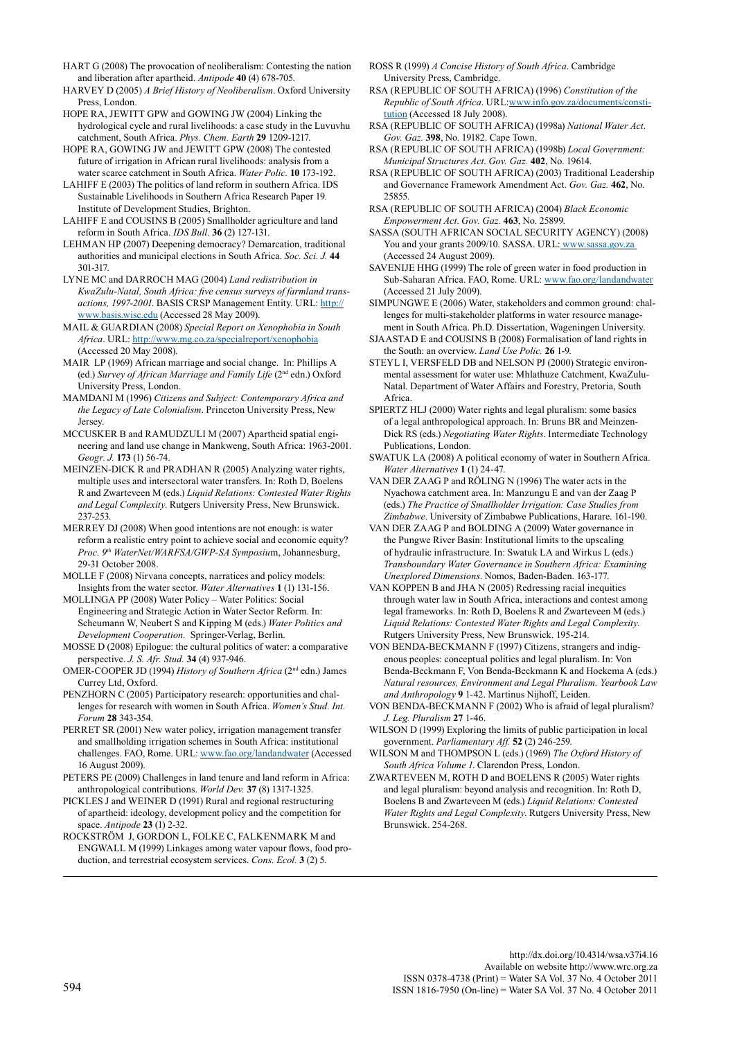HART G (2008) The provocation of neoliberalism: Contesting the nation and liberation after apartheid. *Antipode* **40** (4) 678-705.

HARVEY D (2005) *A Brief History of Neoliberalism*. Oxford University Press, London.

HOPE RA, JEWITT GPW and GOWING JW (2004) Linking the hydrological cycle and rural livelihoods: a case study in the Luvuvhu catchment, South Africa. *Phys. Chem. Earth* **29** 1209-1217.

HOPE RA, GOWING JW and JEWITT GPW (2008) The contested future of irrigation in African rural livelihoods: analysis from a water scarce catchment in South Africa. *Water Polic.* **10** 173-192.

LAHIFF E (2003) The politics of land reform in southern Africa. IDS Sustainable Livelihoods in Southern Africa Research Paper 19. Institute of Development Studies, Brighton.

LAHIFF E and COUSINS B (2005) Smallholder agriculture and land reform in South Africa. *IDS Bull.* **36** (2) 127-131.

LEHMAN HP (2007) Deepening democracy? Demarcation, traditional authorities and municipal elections in South Africa. *Soc. Sci. J.* **44** 301-317.

LYNE MC and DARROCH MAG (2004) *Land redistribution in KwaZulu-Natal, South Africa: five census surveys of farmland transactions, 1997-2001*. BASIS CRSP Management Entity. URL: http://www.basis.wisc.edu (Accessed 28 May 2009).

MAIL & GUARDIAN (2008) *Special Report on Xenophobia in South Africa*. URL: http://www.mg.co.za/specialreport/xenophobia (Accessed 20 May 2008).

MAIR LP (1969) African marriage and social change. In: Phillips A (ed.) *Survey of African Marriage and Family Life* (2nd edn.) Oxford University Press, London.

MAMDANI M (1996) *Citizens and Subject: Contemporary Africa and the Legacy of Late Colonialism*. Princeton University Press, New Jersey.

MCCUSKER B and RAMUDZULI M (2007) Apartheid spatial engineering and land use change in Mankweng, South Africa: 1963-2001. *Geogr. J.* **173** (1) 56-74.

MEINZEN-DICK R and PRADHAN R (2005) Analyzing water rights, multiple uses and intersectoral water transfers. In: Roth D, Boelens R and Zwarteveen M (eds.) *Liquid Relations: Contested Water Rights and Legal Complexity*. Rutgers University Press, New Brunswick. 237-253.

MERREY DJ (2008) When good intentions are not enough: is water reform a realistic entry point to achieve social and economic equity? *Proc. 9th WaterNet/WARFSA/GWP-SA Symposium*, Johannesburg, 29-31 October 2008.

MOLLE F (2008) Nirvana concepts, narratices and policy models: Insights from the water sector. *Water Alternatives* **1** (1) 131-156.

MOLLINGA PP (2008) Water Policy – Water Politics: Social Engineering and Strategic Action in Water Sector Reform. In: Scheumann W, Neubert S and Kipping M (eds.) *Water Politics and Development Cooperation.* Springer-Verlag, Berlin.

MOSSE D (2008) Epilogue: the cultural politics of water: a comparative perspective. *J. S. Afr. Stud.* **34** (4) 937-946.

OMER-COOPER JD (1994) *History of Southern Africa* (2nd edn.) James Currey Ltd, Oxford.

PENZHORN C (2005) Participatory research: opportunities and challenges for research with women in South Africa. *Women's Stud. Int. Forum* **28** 343-354.

PERRET SR (2001) New water policy, irrigation management transfer and smallholding irrigation schemes in South Africa: institutional challenges. FAO, Rome. URL: www.fao.org/landandwater (Accessed 16 August 2009).

PETERS PE (2009) Challenges in land tenure and land reform in Africa: anthropological contributions. *World Dev.* **37** (8) 1317-1325.

PICKLES J and WEINER D (1991) Rural and regional restructuring of apartheid: ideology, development policy and the competition for space. *Antipode* **23** (1) 2-32.

ROCKSTRÖM J, GORDON L, FOLKE C, FALKENMARK M and ENGWALL M (1999) Linkages among water vapour flows, food production, and terrestrial ecosystem services. *Cons. Ecol.* **3** (2) 5.

ROSS R (1999) *A Concise History of South Africa*. Cambridge University Press, Cambridge.

RSA (REPUBLIC OF SOUTH AFRICA) (1996) *Constitution of the Republic of South Africa*. URL:www.info.gov.za/documents/constitution (Accessed 18 July 2008).

RSA (REPUBLIC OF SOUTH AFRICA) (1998a) *National Water Act. Gov. Gaz.* **398**, No. 19182. Cape Town.

RSA (REPUBLIC OF SOUTH AFRICA) (1998b) *Local Government: Municipal Structures Act. Gov. Gaz.* **402**, No. 19614.

RSA (REPUBLIC OF SOUTH AFRICA) (2003) Traditional Leadership and Governance Framework Amendment Act. *Gov. Gaz.* **462**, No. 25855.

RSA (REPUBLIC OF SOUTH AFRICA) (2004) *Black Economic Empowerment Act*. *Gov. Gaz.* **463**, No. 25899.

SASSA (SOUTH AFRICAN SOCIAL SECURITY AGENCY) (2008) You and your grants 2009/10. SASSA. URL: www.sassa.gov.za (Accessed 24 August 2009).

SAVENIJE HHG (1999) The role of green water in food production in Sub-Saharan Africa. FAO, Rome. URL: www.fao.org/landandwater (Accessed 21 July 2009).

SIMPUNGWE E (2006) Water, stakeholders and common ground: challenges for multi-stakeholder platforms in water resource management in South Africa. Ph.D. Dissertation, Wageningen University.

SJAASTAD E and COUSINS B (2008) Formalisation of land rights in the South: an overview. *Land Use Polic.* **26** 1-9.

STEYL I, VERSFELD DB and NELSON PJ (2000) Strategic environmental assessment for water use: Mhlathuze Catchment, KwaZulu-Natal. Department of Water Affairs and Forestry, Pretoria, South Africa.

SPIERTZ HLJ (2000) Water rights and legal pluralism: some basics of a legal anthropological approach. In: Bruns BR and Meinzen-Dick RS (eds.) *Negotiating Water Rights*. Intermediate Technology Publications, London.

SWATUK LA (2008) A political economy of water in Southern Africa. *Water Alternatives* **1** (1) 24-47.

VAN DER ZAAG P and RÖLING N (1996) The water acts in the Nyachowa catchment area. In: Manzungu E and van der Zaag P (eds.) *The Practice of Smallholder Irrigation: Case Studies from Zimbabwe*. University of Zimbabwe Publications, Harare. 161-190.

VAN DER ZAAG P and BOLDING A (2009) Water governance in the Pungwe River Basin: Institutional limits to the upscaling of hydraulic infrastructure. In: Swatuk LA and Wirkus L (eds.) *Transboundary Water Governance in Southern Africa: Examining Unexplored Dimensions*. Nomos, Baden-Baden. 163-177.

VAN KOPPEN B and JHA N (2005) Redressing racial inequities through water law in South Africa, interactions and contest among legal frameworks. In: Roth D, Boelens R and Zwarteveen M (eds.) *Liquid Relations: Contested Water Rights and Legal Complexity.* Rutgers University Press, New Brunswick. 195-214.

VON BENDA-BECKMANN F (1997) Citizens, strangers and indigenous peoples: conceptual politics and legal pluralism. In: Von Benda-Beckmann F, Von Benda-Beckmann K and Hoekema A (eds.) *Natural resources, Environment and Legal Pluralism. Yearbook Law and Anthropology* **9** 1-42. Martinus Nijhoff, Leiden.

VON BENDA-BECKMANN F (2002) Who is afraid of legal pluralism? *J. Leg. Pluralism* **27** 1-46.

WILSON D (1999) Exploring the limits of public participation in local government. *Parliamentary Aff.* **52** (2) 246-259.

WILSON M and THOMPSON L (eds.) (1969) *The Oxford History of South Africa Volume 1*. Clarendon Press, London.

ZWARTEVEEN M, ROTH D and BOELENS R (2005) Water rights and legal pluralism: beyond analysis and recognition. In: Roth D, Boelens R and Zwarteveen M (eds.) *Liquid Relations: Contested Water Rights and Legal Complexity*. Rutgers University Press, New Brunswick. 254-268.